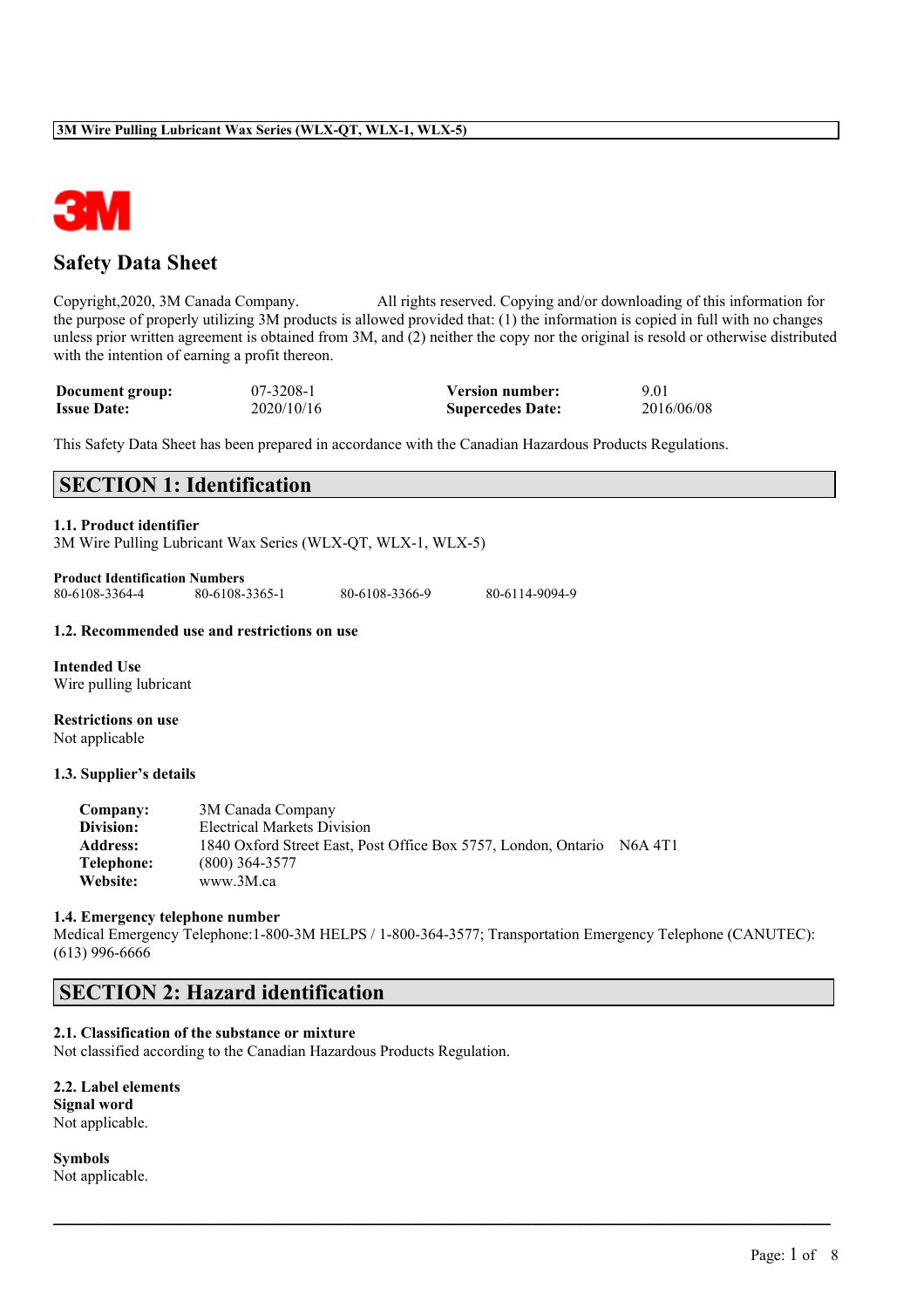# Safety Data Sheet

Copyright,2020, 3M Canada Company. All rights reserved. Copying and/or downloading of this information for the purpose of properly utilizing 3M products is allowed provided that: (1) the information is copied in full with no changes unless prior written agreement is obtained from 3M, and (2) neither the copy nor the original is resold or otherwise distributed with the intention of earning a profit thereon.

| | | | |
|---|---|---|---|
| **Document group:** | 07-3208-1 | **Version number:** | 9.01 |
| **Issue Date:** | 2020/10/16 | **Supercedes Date:** | 2016/06/08 |

This Safety Data Sheet has been prepared in accordance with the Canadian Hazardous Products Regulations.

## SECTION 1: Identification

### 1.1. Product identifier

3M Wire Pulling Lubricant Wax Series (WLX-QT, WLX-1, WLX-5)

**Product Identification Numbers**

80-6108-3364-4 80-6108-3365-1 80-6108-3366-9 80-6114-9094-9

### 1.2. Recommended use and restrictions on use

**Intended Use**

Wire pulling lubricant

**Restrictions on use**

Not applicable

### 1.3. Supplier's details

| | |
|---|---|
| **Company:** | 3M Canada Company |
| **Division:** | Electrical Markets Division |
| **Address:** | 1840 Oxford Street East, Post Office Box 5757, London, Ontario N6A 4T1 |
| **Telephone:** | (800) 364-3577 |
| **Website:** | www.3M.ca |

### 1.4. Emergency telephone number

Medical Emergency Telephone:1-800-3M HELPS / 1-800-364-3577; Transportation Emergency Telephone (CANUTEC): (613) 996-6666

## SECTION 2: Hazard identification

### 2.1. Classification of the substance or mixture

Not classified according to the Canadian Hazardous Products Regulation.

### 2.2. Label elements

**Signal word**

Not applicable.

**Symbols**

Not applicable.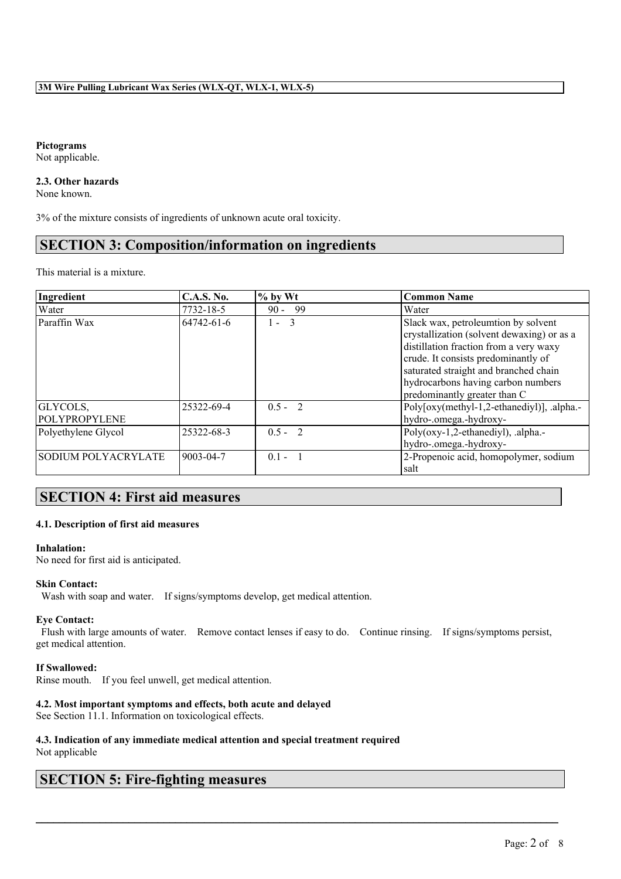**Pictograms**
Not applicable.

**2.3. Other hazards**
None known.

3% of the mixture consists of ingredients of unknown acute oral toxicity.

## SECTION 3: Composition/information on ingredients

This material is a mixture.

| Ingredient | C.A.S. No. | % by Wt | Common Name |
|---|---|---|---|
| Water | 7732-18-5 | 90 - 99 | Water |
| Paraffin Wax | 64742-61-6 | 1 - 3 | Slack wax, petroleumtion by solvent crystallization (solvent dewaxing) or as a distillation fraction from a very waxy crude. It consists predominantly of saturated straight and branched chain hydrocarbons having carbon numbers predominantly greater than C |
| GLYCOLS, POLYPROPYLENE | 25322-69-4 | 0.5 - 2 | Poly[oxy(methyl-1,2-ethanediyl)], .alpha.-hydro-.omega.-hydroxy- |
| Polyethylene Glycol | 25322-68-3 | 0.5 - 2 | Poly(oxy-1,2-ethanediyl), .alpha.-hydro-.omega.-hydroxy- |
| SODIUM POLYACRYLATE | 9003-04-7 | 0.1 - 1 | 2-Propenoic acid, homopolymer, sodium salt |

## SECTION 4: First aid measures

### 4.1. Description of first aid measures

**Inhalation:**
No need for first aid is anticipated.

**Skin Contact:**
Wash with soap and water. If signs/symptoms develop, get medical attention.

**Eye Contact:**
Flush with large amounts of water. Remove contact lenses if easy to do. Continue rinsing. If signs/symptoms persist, get medical attention.

**If Swallowed:**
Rinse mouth. If you feel unwell, get medical attention.

### 4.2. Most important symptoms and effects, both acute and delayed
See Section 11.1. Information on toxicological effects.

### 4.3. Indication of any immediate medical attention and special treatment required
Not applicable

## SECTION 5: Fire-fighting measures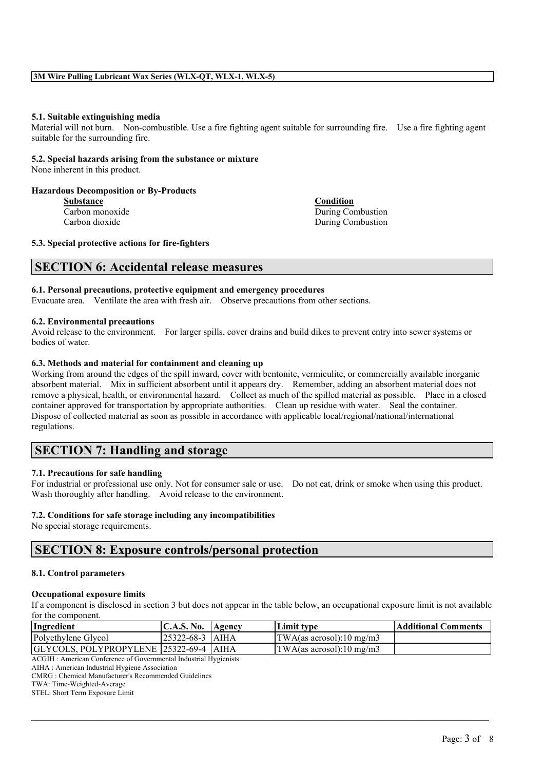#### 5.1. Suitable extinguishing media

Material will not burn. Non-combustible. Use a fire fighting agent suitable for surrounding fire. Use a fire fighting agent suitable for the surrounding fire.

#### 5.2. Special hazards arising from the substance or mixture

None inherent in this product.

#### Hazardous Decomposition or By-Products

| Substance | Condition |
| --- | --- |
| Carbon monoxide | During Combustion |
| Carbon dioxide | During Combustion |

#### 5.3. Special protective actions for fire-fighters

## SECTION 6: Accidental release measures

#### 6.1. Personal precautions, protective equipment and emergency procedures

Evacuate area. Ventilate the area with fresh air. Observe precautions from other sections.

#### 6.2. Environmental precautions

Avoid release to the environment. For larger spills, cover drains and build dikes to prevent entry into sewer systems or bodies of water.

#### 6.3. Methods and material for containment and cleaning up

Working from around the edges of the spill inward, cover with bentonite, vermiculite, or commercially available inorganic absorbent material. Mix in sufficient absorbent until it appears dry. Remember, adding an absorbent material does not remove a physical, health, or environmental hazard. Collect as much of the spilled material as possible. Place in a closed container approved for transportation by appropriate authorities. Clean up residue with water. Seal the container. Dispose of collected material as soon as possible in accordance with applicable local/regional/national/international regulations.

## SECTION 7: Handling and storage

#### 7.1. Precautions for safe handling

For industrial or professional use only. Not for consumer sale or use. Do not eat, drink or smoke when using this product. Wash thoroughly after handling. Avoid release to the environment.

#### 7.2. Conditions for safe storage including any incompatibilities

No special storage requirements.

## SECTION 8: Exposure controls/personal protection

#### 8.1. Control parameters

#### Occupational exposure limits

If a component is disclosed in section 3 but does not appear in the table below, an occupational exposure limit is not available for the component.

| Ingredient | C.A.S. No. | Agency | Limit type | Additional Comments |
| --- | --- | --- | --- | --- |
| Polyethylene Glycol | 25322-68-3 | AIHA | TWA(as aerosol):10 mg/m3 | |
| GLYCOLS, POLYPROPYLENE | 25322-69-4 | AIHA | TWA(as aerosol):10 mg/m3 | |

ACGIH : American Conference of Governmental Industrial Hygienists
AIHA : American Industrial Hygiene Association
CMRG : Chemical Manufacturer's Recommended Guidelines
TWA: Time-Weighted-Average
STEL: Short Term Exposure Limit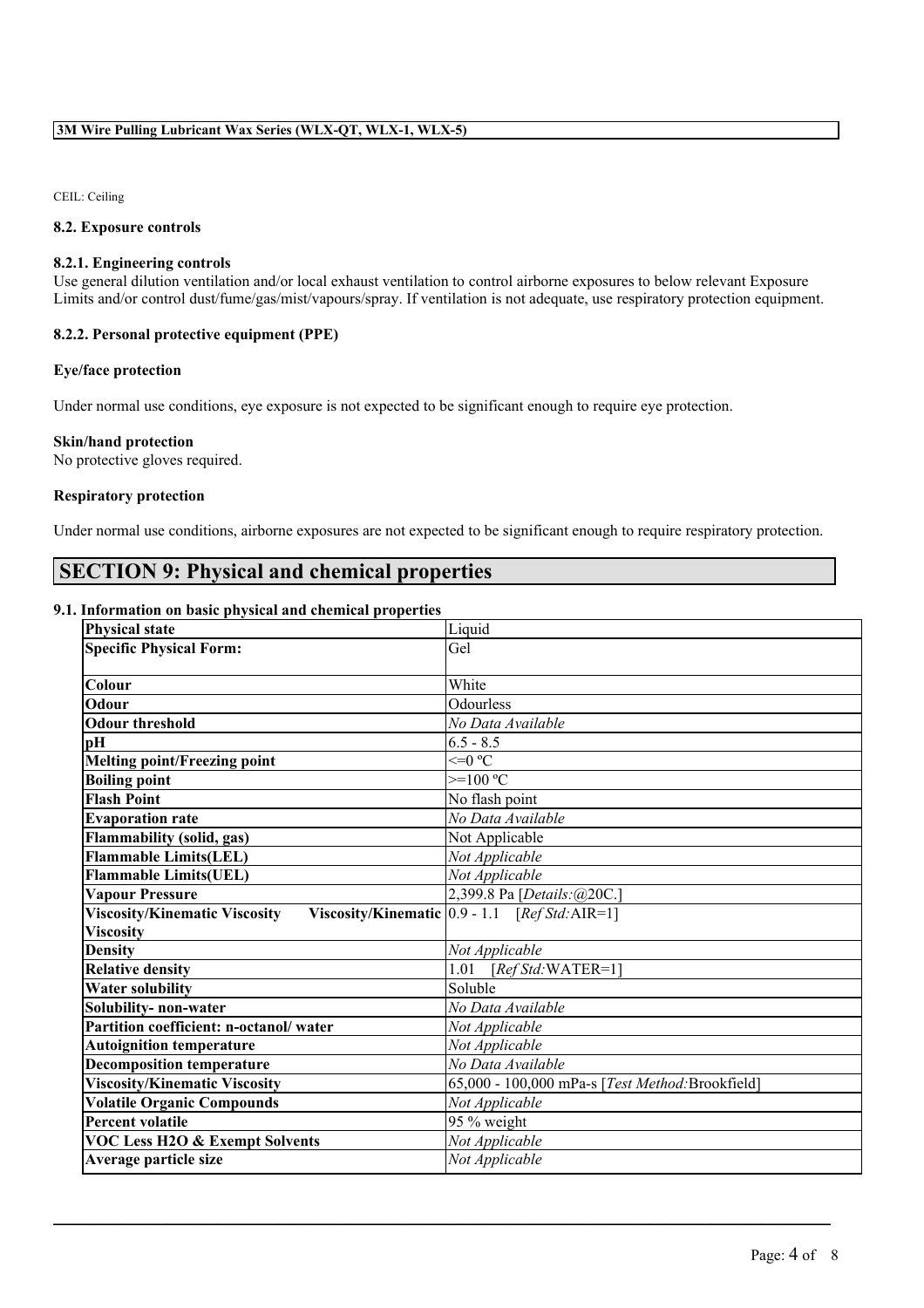CEIL: Ceiling

#### 8.2. Exposure controls

#### 8.2.1. Engineering controls

Use general dilution ventilation and/or local exhaust ventilation to control airborne exposures to below relevant Exposure Limits and/or control dust/fume/gas/mist/vapours/spray. If ventilation is not adequate, use respiratory protection equipment.

#### 8.2.2. Personal protective equipment (PPE)

**Eye/face protection**

Under normal use conditions, eye exposure is not expected to be significant enough to require eye protection.

**Skin/hand protection**

No protective gloves required.

**Respiratory protection**

Under normal use conditions, airborne exposures are not expected to be significant enough to require respiratory protection.

## SECTION 9: Physical and chemical properties

#### 9.1. Information on basic physical and chemical properties

| Property | Value |
|---|---|
| **Physical state** | Liquid |
| **Specific Physical Form:** | Gel |
| **Colour** | White |
| **Odour** | Odourless |
| **Odour threshold** | *No Data Available* |
| **pH** | 6.5 - 8.5 |
| **Melting point/Freezing point** | <=0 ºC |
| **Boiling point** | >=100 ºC |
| **Flash Point** | No flash point |
| **Evaporation rate** | *No Data Available* |
| **Flammability (solid, gas)** | Not Applicable |
| **Flammable Limits(LEL)** | *Not Applicable* |
| **Flammable Limits(UEL)** | *Not Applicable* |
| **Vapour Pressure** | 2,399.8 Pa [*Details:*@20C.] |
| **Viscosity/Kinematic Viscosity Viscosity/Kinematic Viscosity** | 0.9 - 1.1 [*Ref Std:*AIR=1] |
| **Density** | *Not Applicable* |
| **Relative density** | 1.01 [*Ref Std:*WATER=1] |
| **Water solubility** | Soluble |
| **Solubility- non-water** | *No Data Available* |
| **Partition coefficient: n-octanol/ water** | *Not Applicable* |
| **Autoignition temperature** | *Not Applicable* |
| **Decomposition temperature** | *No Data Available* |
| **Viscosity/Kinematic Viscosity** | 65,000 - 100,000 mPa-s [*Test Method:*Brookfield] |
| **Volatile Organic Compounds** | *Not Applicable* |
| **Percent volatile** | 95 % weight |
| **VOC Less H2O & Exempt Solvents** | *Not Applicable* |
| **Average particle size** | *Not Applicable* |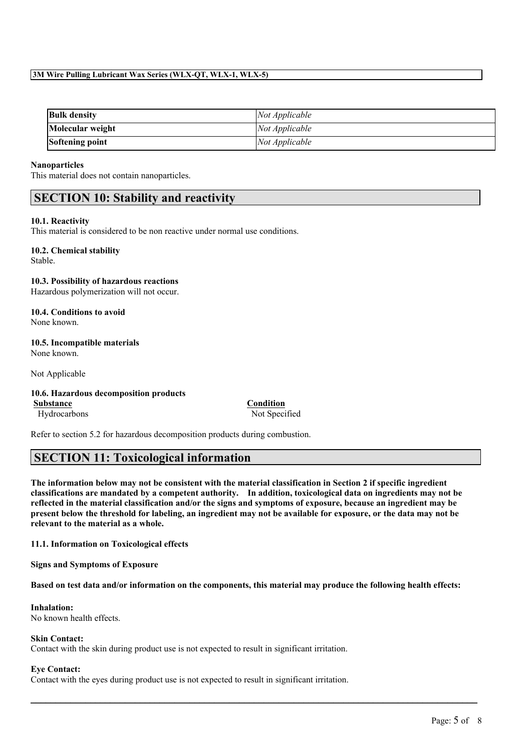| Bulk density | *Not Applicable* |
| --- | --- |
| Molecular weight | *Not Applicable* |
| Softening point | *Not Applicable* |

**Nanoparticles**

This material does not contain nanoparticles.

## SECTION 10: Stability and reactivity

**10.1. Reactivity**

This material is considered to be non reactive under normal use conditions.

**10.2. Chemical stability**

Stable.

**10.3. Possibility of hazardous reactions**

Hazardous polymerization will not occur.

**10.4. Conditions to avoid**

None known.

**10.5. Incompatible materials**

None known.

Not Applicable

**10.6. Hazardous decomposition products**

| Substance | Condition |
| --- | --- |
| Hydrocarbons | Not Specified |

Refer to section 5.2 for hazardous decomposition products during combustion.

## SECTION 11: Toxicological information

**The information below may not be consistent with the material classification in Section 2 if specific ingredient classifications are mandated by a competent authority. In addition, toxicological data on ingredients may not be reflected in the material classification and/or the signs and symptoms of exposure, because an ingredient may be present below the threshold for labeling, an ingredient may not be available for exposure, or the data may not be relevant to the material as a whole.**

**11.1. Information on Toxicological effects**

**Signs and Symptoms of Exposure**

**Based on test data and/or information on the components, this material may produce the following health effects:**

**Inhalation:**

No known health effects.

**Skin Contact:**

Contact with the skin during product use is not expected to result in significant irritation.

**Eye Contact:**

Contact with the eyes during product use is not expected to result in significant irritation.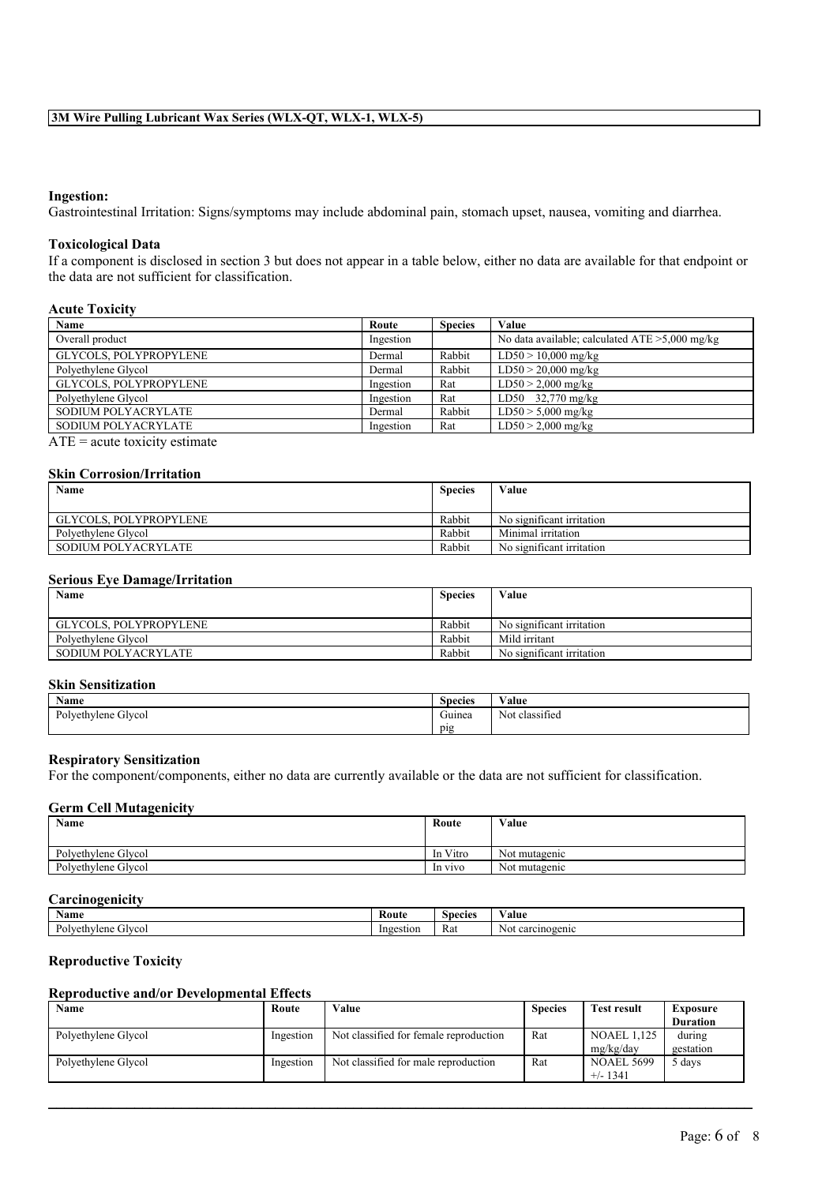**Ingestion:**
Gastrointestinal Irritation: Signs/symptoms may include abdominal pain, stomach upset, nausea, vomiting and diarrhea.

**Toxicological Data**
If a component is disclosed in section 3 but does not appear in a table below, either no data are available for that endpoint or the data are not sufficient for classification.

**Acute Toxicity**

| Name | Route | Species | Value |
|---|---|---|---|
| Overall product | Ingestion | | No data available; calculated ATE >5,000 mg/kg |
| GLYCOLS, POLYPROPYLENE | Dermal | Rabbit | LD50 > 10,000 mg/kg |
| Polyethylene Glycol | Dermal | Rabbit | LD50 > 20,000 mg/kg |
| GLYCOLS, POLYPROPYLENE | Ingestion | Rat | LD50 > 2,000 mg/kg |
| Polyethylene Glycol | Ingestion | Rat | LD50 32,770 mg/kg |
| SODIUM POLYACRYLATE | Dermal | Rabbit | LD50 > 5,000 mg/kg |
| SODIUM POLYACRYLATE | Ingestion | Rat | LD50 > 2,000 mg/kg |

ATE = acute toxicity estimate

**Skin Corrosion/Irritation**

| Name | Species | Value |
|---|---|---|
| GLYCOLS, POLYPROPYLENE | Rabbit | No significant irritation |
| Polyethylene Glycol | Rabbit | Minimal irritation |
| SODIUM POLYACRYLATE | Rabbit | No significant irritation |

**Serious Eye Damage/Irritation**

| Name | Species | Value |
|---|---|---|
| GLYCOLS, POLYPROPYLENE | Rabbit | No significant irritation |
| Polyethylene Glycol | Rabbit | Mild irritant |
| SODIUM POLYACRYLATE | Rabbit | No significant irritation |

**Skin Sensitization**

| Name | Species | Value |
|---|---|---|
| Polyethylene Glycol | Guinea pig | Not classified |

**Respiratory Sensitization**
For the component/components, either no data are currently available or the data are not sufficient for classification.

**Germ Cell Mutagenicity**

| Name | Route | Value |
|---|---|---|
| Polyethylene Glycol | In Vitro | Not mutagenic |
| Polyethylene Glycol | In vivo | Not mutagenic |

**Carcinogenicity**

| Name | Route | Species | Value |
|---|---|---|---|
| Polyethylene Glycol | Ingestion | Rat | Not carcinogenic |

**Reproductive Toxicity**

**Reproductive and/or Developmental Effects**

| Name | Route | Value | Species | Test result | Exposure Duration |
|---|---|---|---|---|---|
| Polyethylene Glycol | Ingestion | Not classified for female reproduction | Rat | NOAEL 1,125 mg/kg/day | during gestation |
| Polyethylene Glycol | Ingestion | Not classified for male reproduction | Rat | NOAEL 5699 +/- 1341 | 5 days |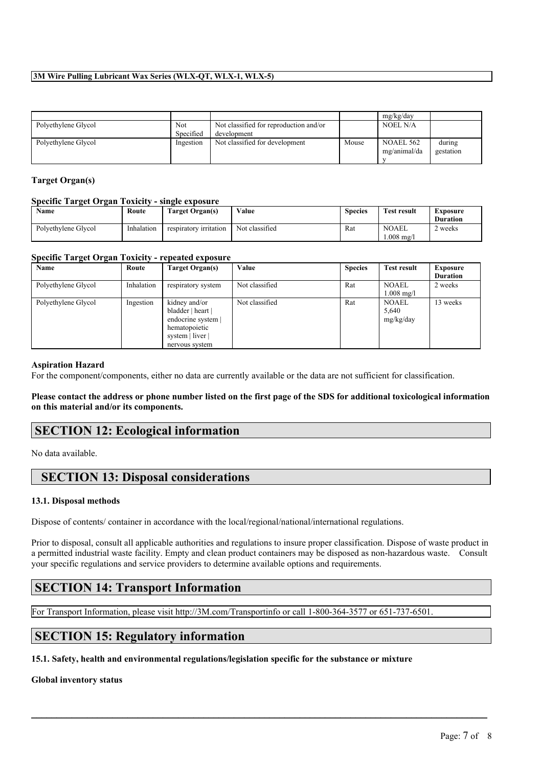|  |  |  |  | mg/kg/day |  |
|---|---|---|---|---|---|
| Polyethylene Glycol | Not Specified | Not classified for reproduction and/or development |  | NOEL N/A |  |
| Polyethylene Glycol | Ingestion | Not classified for development | Mouse | NOAEL 562 mg/animal/day | during gestation |

**Target Organ(s)**

**Specific Target Organ Toxicity - single exposure**

| Name | Route | Target Organ(s) | Value | Species | Test result | Exposure Duration |
|---|---|---|---|---|---|---|
| Polyethylene Glycol | Inhalation | respiratory irritation | Not classified | Rat | NOAEL 1.008 mg/l | 2 weeks |

**Specific Target Organ Toxicity - repeated exposure**

| Name | Route | Target Organ(s) | Value | Species | Test result | Exposure Duration |
|---|---|---|---|---|---|---|
| Polyethylene Glycol | Inhalation | respiratory system | Not classified | Rat | NOAEL 1.008 mg/l | 2 weeks |
| Polyethylene Glycol | Ingestion | kidney and/or bladder \| heart \| endocrine system \| hematopoietic system \| liver \| nervous system | Not classified | Rat | NOAEL 5,640 mg/kg/day | 13 weeks |

**Aspiration Hazard**

For the component/components, either no data are currently available or the data are not sufficient for classification.

**Please contact the address or phone number listed on the first page of the SDS for additional toxicological information on this material and/or its components.**

## SECTION 12: Ecological information

No data available.

## SECTION 13: Disposal considerations

### 13.1. Disposal methods

Dispose of contents/ container in accordance with the local/regional/national/international regulations.

Prior to disposal, consult all applicable authorities and regulations to insure proper classification. Dispose of waste product in a permitted industrial waste facility. Empty and clean product containers may be disposed as non-hazardous waste. Consult your specific regulations and service providers to determine available options and requirements.

## SECTION 14: Transport Information

For Transport Information, please visit http://3M.com/Transportinfo or call 1-800-364-3577 or 651-737-6501.

## SECTION 15: Regulatory information

### 15.1. Safety, health and environmental regulations/legislation specific for the substance or mixture

**Global inventory status**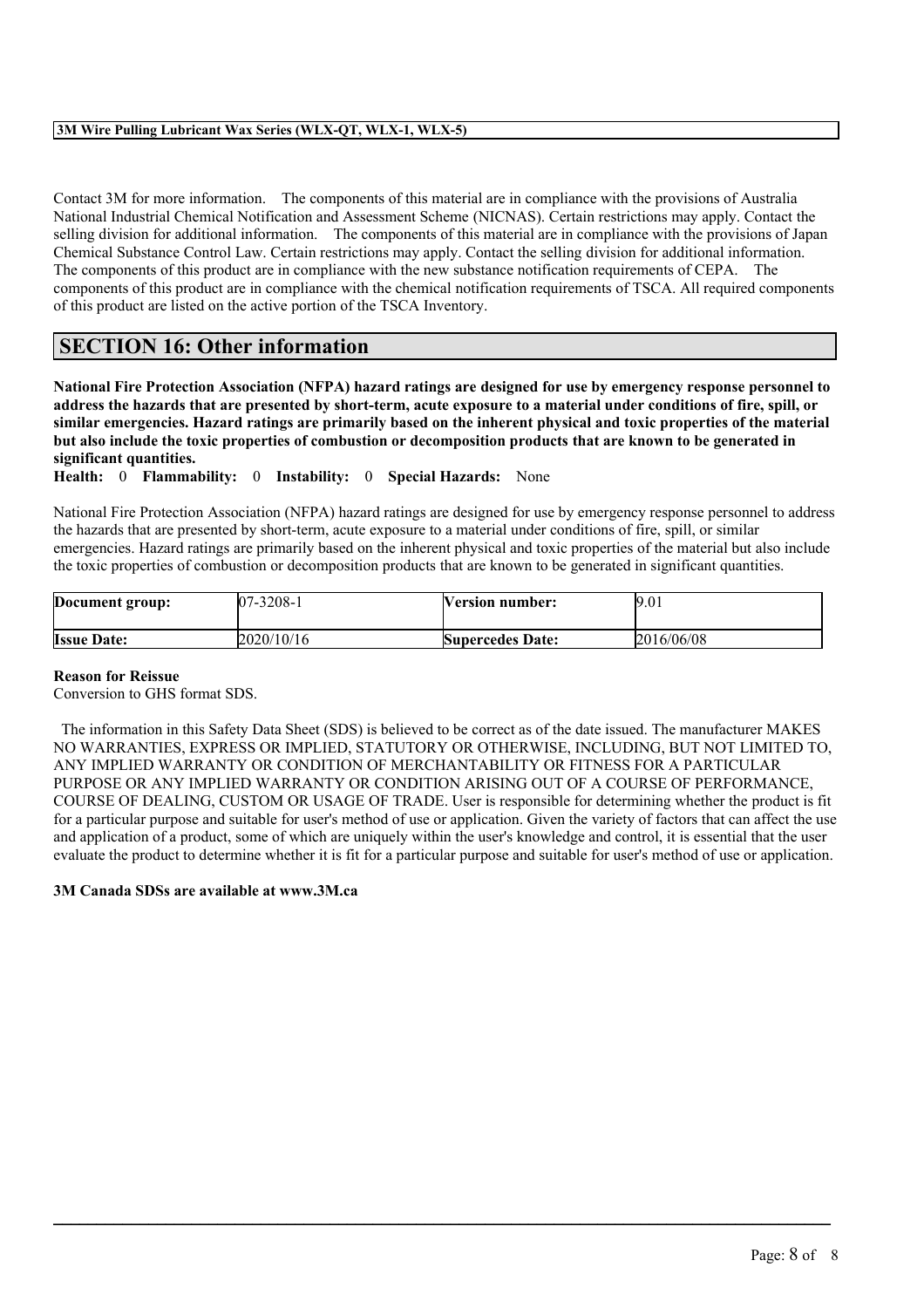Contact 3M for more information. The components of this material are in compliance with the provisions of Australia National Industrial Chemical Notification and Assessment Scheme (NICNAS). Certain restrictions may apply. Contact the selling division for additional information. The components of this material are in compliance with the provisions of Japan Chemical Substance Control Law. Certain restrictions may apply. Contact the selling division for additional information. The components of this product are in compliance with the new substance notification requirements of CEPA. The components of this product are in compliance with the chemical notification requirements of TSCA. All required components of this product are listed on the active portion of the TSCA Inventory.

## SECTION 16: Other information

**National Fire Protection Association (NFPA) hazard ratings are designed for use by emergency response personnel to address the hazards that are presented by short-term, acute exposure to a material under conditions of fire, spill, or similar emergencies. Hazard ratings are primarily based on the inherent physical and toxic properties of the material but also include the toxic properties of combustion or decomposition products that are known to be generated in significant quantities.**

**Health:** 0 **Flammability:** 0 **Instability:** 0 **Special Hazards:** None

National Fire Protection Association (NFPA) hazard ratings are designed for use by emergency response personnel to address the hazards that are presented by short-term, acute exposure to a material under conditions of fire, spill, or similar emergencies. Hazard ratings are primarily based on the inherent physical and toxic properties of the material but also include the toxic properties of combustion or decomposition products that are known to be generated in significant quantities.

| | | | |
|---|---|---|---|
| **Document group:** | 07-3208-1 | **Version number:** | 9.01 |
| **Issue Date:** | 2020/10/16 | **Supercedes Date:** | 2016/06/08 |

**Reason for Reissue**
Conversion to GHS format SDS.

The information in this Safety Data Sheet (SDS) is believed to be correct as of the date issued. The manufacturer MAKES NO WARRANTIES, EXPRESS OR IMPLIED, STATUTORY OR OTHERWISE, INCLUDING, BUT NOT LIMITED TO, ANY IMPLIED WARRANTY OR CONDITION OF MERCHANTABILITY OR FITNESS FOR A PARTICULAR PURPOSE OR ANY IMPLIED WARRANTY OR CONDITION ARISING OUT OF A COURSE OF PERFORMANCE, COURSE OF DEALING, CUSTOM OR USAGE OF TRADE. User is responsible for determining whether the product is fit for a particular purpose and suitable for user's method of use or application. Given the variety of factors that can affect the use and application of a product, some of which are uniquely within the user's knowledge and control, it is essential that the user evaluate the product to determine whether it is fit for a particular purpose and suitable for user's method of use or application.

**3M Canada SDSs are available at www.3M.ca**